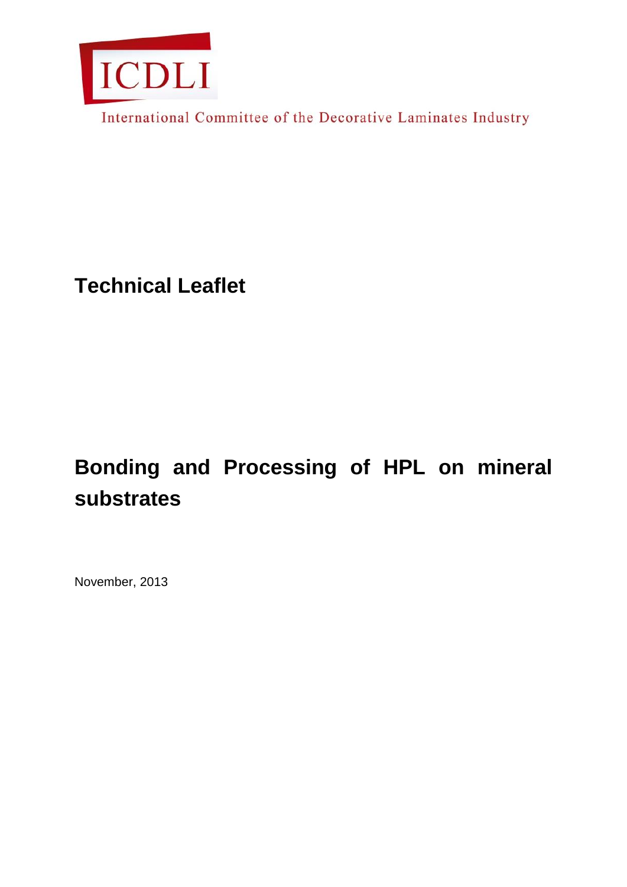ICDLI

International Committee of the Decorative Laminates Industry

**Technical Leaflet**

# Bonding and Processing of HPL on mineral substrates

November, 2013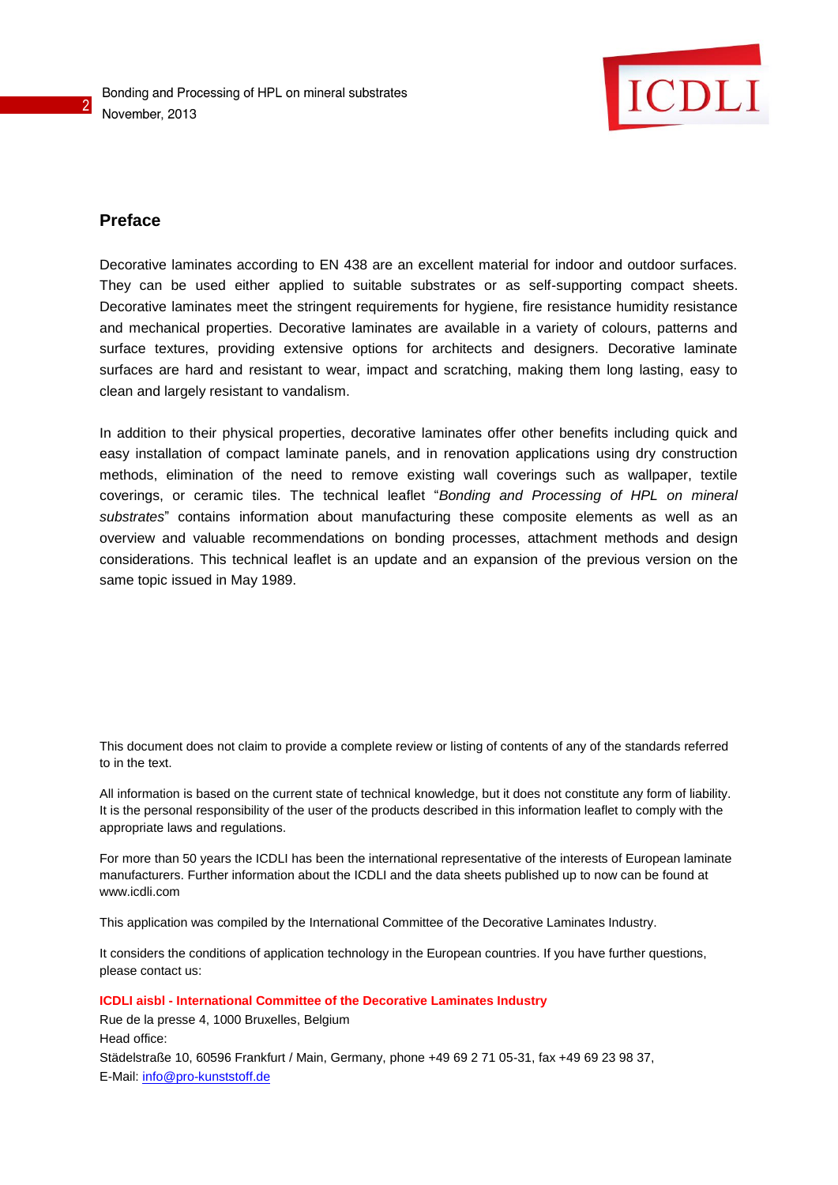## Preface

Decorative laminates according to EN 438 are an excellent material for indoor and outdoor surfaces. They can be used either applied to suitable substrates or as self-supporting compact sheets. Decorative laminates meet the stringent requirements for hygiene, fire resistance humidity resistance and mechanical properties. Decorative laminates are available in a variety of colours, patterns and surface textures, providing extensive options for architects and designers. Decorative laminate surfaces are hard and resistant to wear, impact and scratching, making them long lasting, easy to clean and largely resistant to vandalism.

In addition to their physical properties, decorative laminates offer other benefits including quick and easy installation of compact laminate panels, and in renovation applications using dry construction methods, elimination of the need to remove existing wall coverings such as wallpaper, textile coverings, or ceramic tiles. The technical leaflet "*Bonding and Processing of HPL on mineral substrates*" contains information about manufacturing these composite elements as well as an overview and valuable recommendations on bonding processes, attachment methods and design considerations. This technical leaflet is an update and an expansion of the previous version on the same topic issued in May 1989.

This document does not claim to provide a complete review or listing of contents of any of the standards referred to in the text.

All information is based on the current state of technical knowledge, but it does not constitute any form of liability. It is the personal responsibility of the user of the products described in this information leaflet to comply with the appropriate laws and regulations.

For more than 50 years the ICDLI has been the international representative of the interests of European laminate manufacturers. Further information about the ICDLI and the data sheets published up to now can be found at www.icdli.com

This application was compiled by the International Committee of the Decorative Laminates Industry.

It considers the conditions of application technology in the European countries. If you have further questions, please contact us:

**ICDLI aisbl - International Committee of the Decorative Laminates Industry**
Rue de la presse 4, 1000 Bruxelles, Belgium
Head office:
Städelstraße 10, 60596 Frankfurt / Main, Germany, phone +49 69 2 71 05-31, fax +49 69 23 98 37,
E-Mail: info@pro-kunststoff.de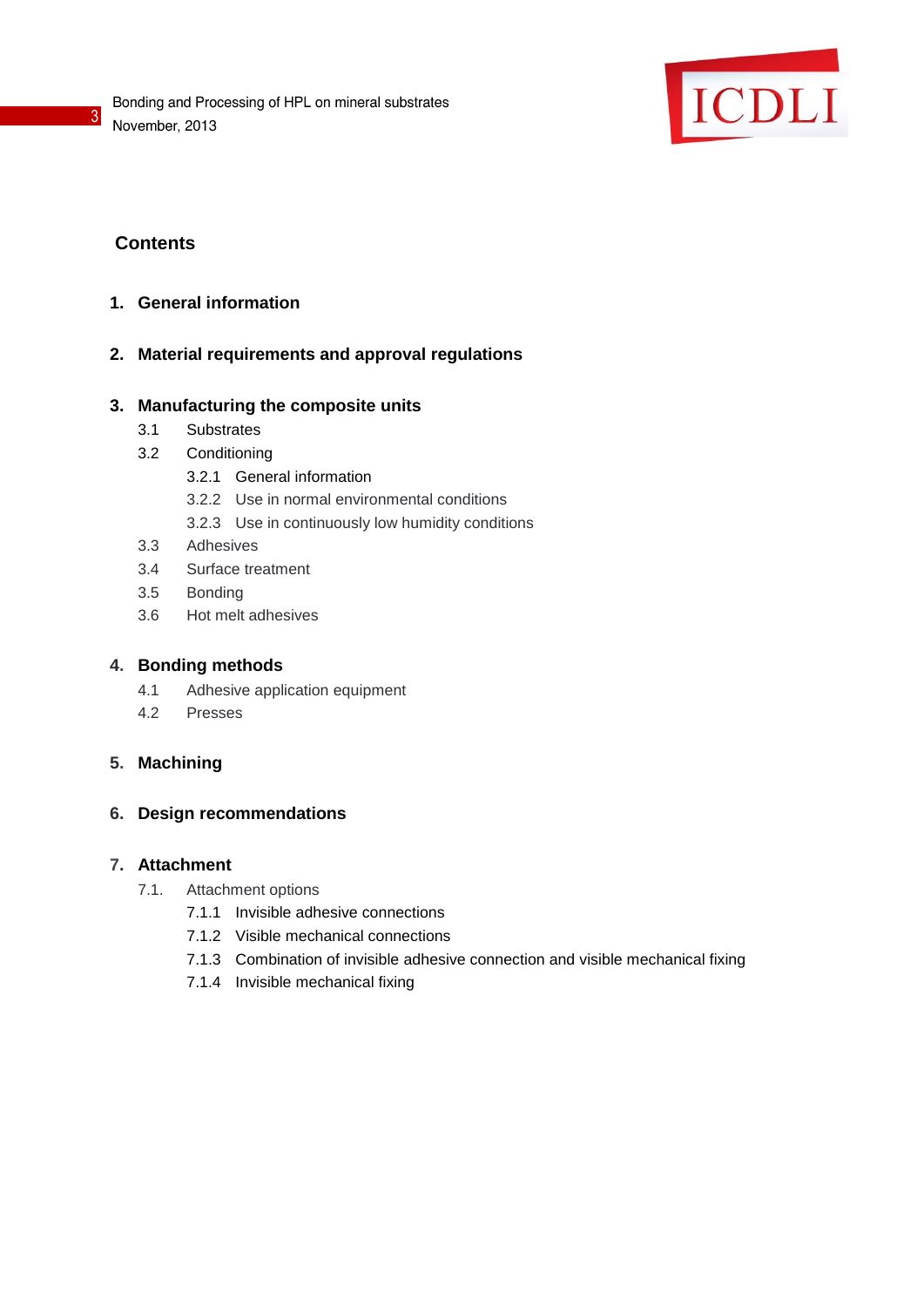## Contents

1. **General information**

2. **Material requirements and approval regulations**

3. **Manufacturing the composite units**
   - 3.1 Substrates
   - 3.2 Conditioning
     - 3.2.1 General information
     - 3.2.2 Use in normal environmental conditions
     - 3.2.3 Use in continuously low humidity conditions
   - 3.3 Adhesives
   - 3.4 Surface treatment
   - 3.5 Bonding
   - 3.6 Hot melt adhesives

4. **Bonding methods**
   - 4.1 Adhesive application equipment
   - 4.2 Presses

5. **Machining**

6. **Design recommendations**

7. **Attachment**
   - 7.1. Attachment options
     - 7.1.1 Invisible adhesive connections
     - 7.1.2 Visible mechanical connections
     - 7.1.3 Combination of invisible adhesive connection and visible mechanical fixing
     - 7.1.4 Invisible mechanical fixing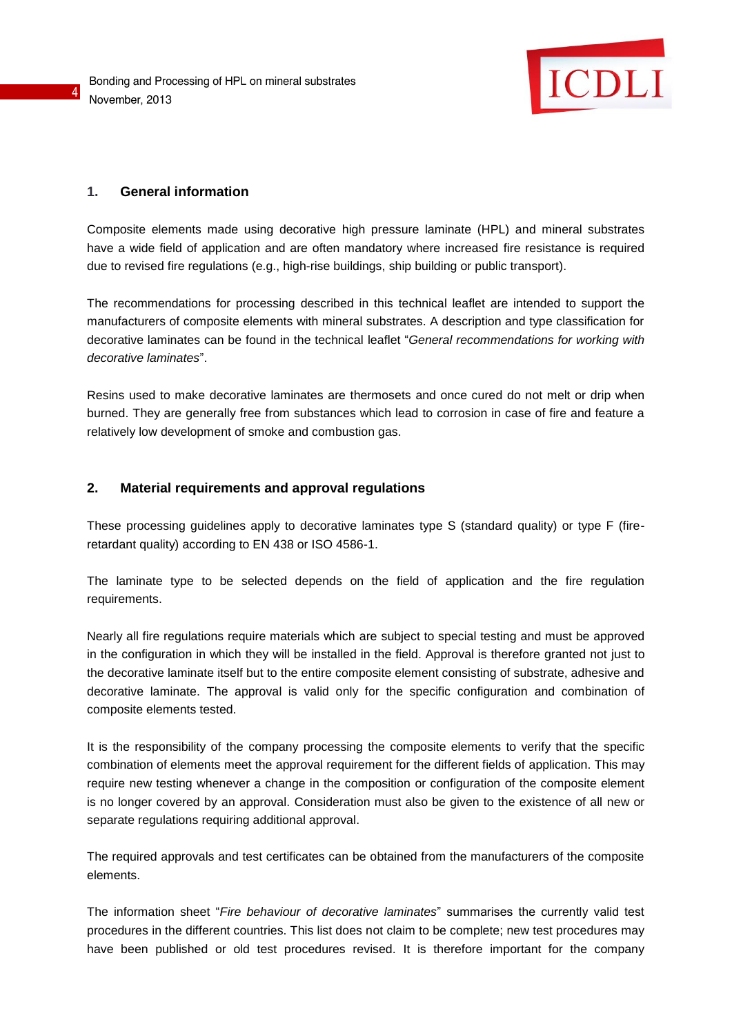## 1. General information

Composite elements made using decorative high pressure laminate (HPL) and mineral substrates have a wide field of application and are often mandatory where increased fire resistance is required due to revised fire regulations (e.g., high-rise buildings, ship building or public transport).

The recommendations for processing described in this technical leaflet are intended to support the manufacturers of composite elements with mineral substrates. A description and type classification for decorative laminates can be found in the technical leaflet "*General recommendations for working with decorative laminates*".

Resins used to make decorative laminates are thermosets and once cured do not melt or drip when burned. They are generally free from substances which lead to corrosion in case of fire and feature a relatively low development of smoke and combustion gas.

## 2. Material requirements and approval regulations

These processing guidelines apply to decorative laminates type S (standard quality) or type F (fire-retardant quality) according to EN 438 or ISO 4586-1.

The laminate type to be selected depends on the field of application and the fire regulation requirements.

Nearly all fire regulations require materials which are subject to special testing and must be approved in the configuration in which they will be installed in the field. Approval is therefore granted not just to the decorative laminate itself but to the entire composite element consisting of substrate, adhesive and decorative laminate. The approval is valid only for the specific configuration and combination of composite elements tested.

It is the responsibility of the company processing the composite elements to verify that the specific combination of elements meet the approval requirement for the different fields of application. This may require new testing whenever a change in the composition or configuration of the composite element is no longer covered by an approval. Consideration must also be given to the existence of all new or separate regulations requiring additional approval.

The required approvals and test certificates can be obtained from the manufacturers of the composite elements.

The information sheet "*Fire behaviour of decorative laminates*" summarises the currently valid test procedures in the different countries. This list does not claim to be complete; new test procedures may have been published or old test procedures revised. It is therefore important for the company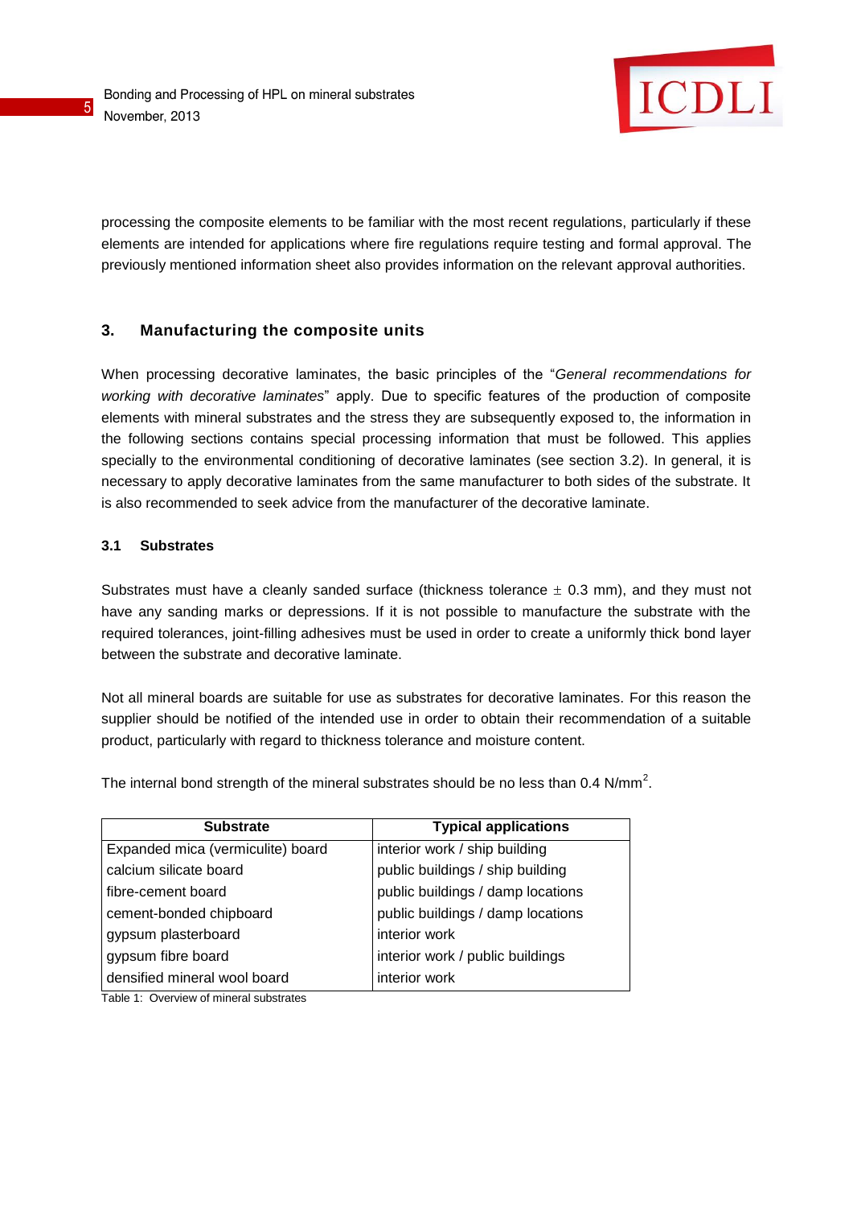processing the composite elements to be familiar with the most recent regulations, particularly if these elements are intended for applications where fire regulations require testing and formal approval. The previously mentioned information sheet also provides information on the relevant approval authorities.

## 3. Manufacturing the composite units

When processing decorative laminates, the basic principles of the "*General recommendations for working with decorative laminates*" apply. Due to specific features of the production of composite elements with mineral substrates and the stress they are subsequently exposed to, the information in the following sections contains special processing information that must be followed. This applies specially to the environmental conditioning of decorative laminates (see section 3.2). In general, it is necessary to apply decorative laminates from the same manufacturer to both sides of the substrate. It is also recommended to seek advice from the manufacturer of the decorative laminate.

### 3.1 Substrates

Substrates must have a cleanly sanded surface (thickness tolerance $\pm$ 0.3 mm), and they must not have any sanding marks or depressions. If it is not possible to manufacture the substrate with the required tolerances, joint-filling adhesives must be used in order to create a uniformly thick bond layer between the substrate and decorative laminate.

Not all mineral boards are suitable for use as substrates for decorative laminates. For this reason the supplier should be notified of the intended use in order to obtain their recommendation of a suitable product, particularly with regard to thickness tolerance and moisture content.

The internal bond strength of the mineral substrates should be no less than 0.4 $N/mm^2$.

| Substrate | Typical applications |
|---|---|
| Expanded mica (vermiculite) board | interior work / ship building |
| calcium silicate board | public buildings / ship building |
| fibre-cement board | public buildings / damp locations |
| cement-bonded chipboard | public buildings / damp locations |
| gypsum plasterboard | interior work |
| gypsum fibre board | interior work / public buildings |
| densified mineral wool board | interior work |

Table 1: Overview of mineral substrates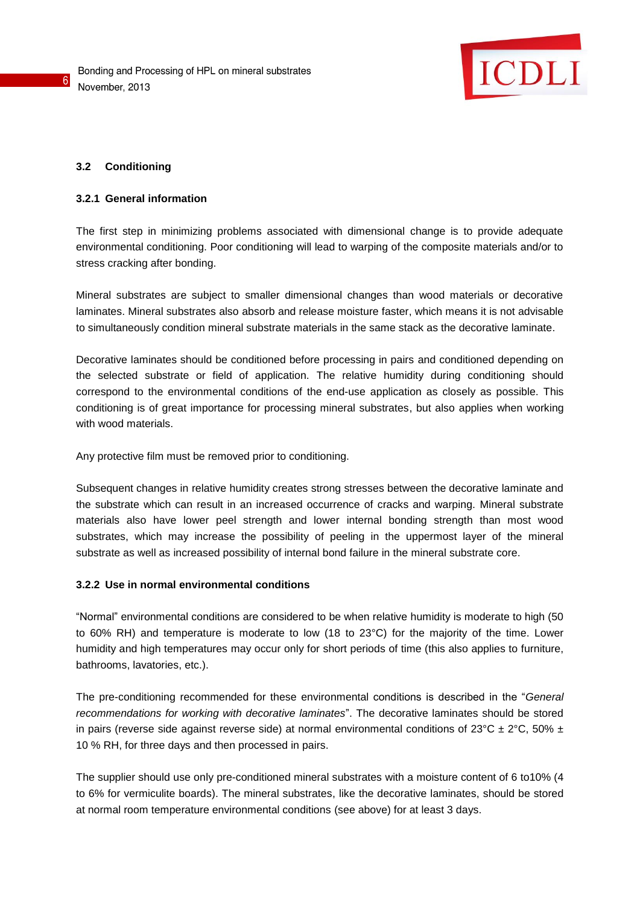### 3.2 Conditioning

#### 3.2.1 General information

The first step in minimizing problems associated with dimensional change is to provide adequate environmental conditioning. Poor conditioning will lead to warping of the composite materials and/or to stress cracking after bonding.

Mineral substrates are subject to smaller dimensional changes than wood materials or decorative laminates. Mineral substrates also absorb and release moisture faster, which means it is not advisable to simultaneously condition mineral substrate materials in the same stack as the decorative laminate.

Decorative laminates should be conditioned before processing in pairs and conditioned depending on the selected substrate or field of application. The relative humidity during conditioning should correspond to the environmental conditions of the end-use application as closely as possible. This conditioning is of great importance for processing mineral substrates, but also applies when working with wood materials.

Any protective film must be removed prior to conditioning.

Subsequent changes in relative humidity creates strong stresses between the decorative laminate and the substrate which can result in an increased occurrence of cracks and warping. Mineral substrate materials also have lower peel strength and lower internal bonding strength than most wood substrates, which may increase the possibility of peeling in the uppermost layer of the mineral substrate as well as increased possibility of internal bond failure in the mineral substrate core.

#### 3.2.2 Use in normal environmental conditions

"Normal" environmental conditions are considered to be when relative humidity is moderate to high (50 to 60% RH) and temperature is moderate to low (18 to 23°C) for the majority of the time. Lower humidity and high temperatures may occur only for short periods of time (this also applies to furniture, bathrooms, lavatories, etc.).

The pre-conditioning recommended for these environmental conditions is described in the "*General recommendations for working with decorative laminates*". The decorative laminates should be stored in pairs (reverse side against reverse side) at normal environmental conditions of 23°C ± 2°C, 50% ± 10 % RH, for three days and then processed in pairs.

The supplier should use only pre-conditioned mineral substrates with a moisture content of 6 to10% (4 to 6% for vermiculite boards). The mineral substrates, like the decorative laminates, should be stored at normal room temperature environmental conditions (see above) for at least 3 days.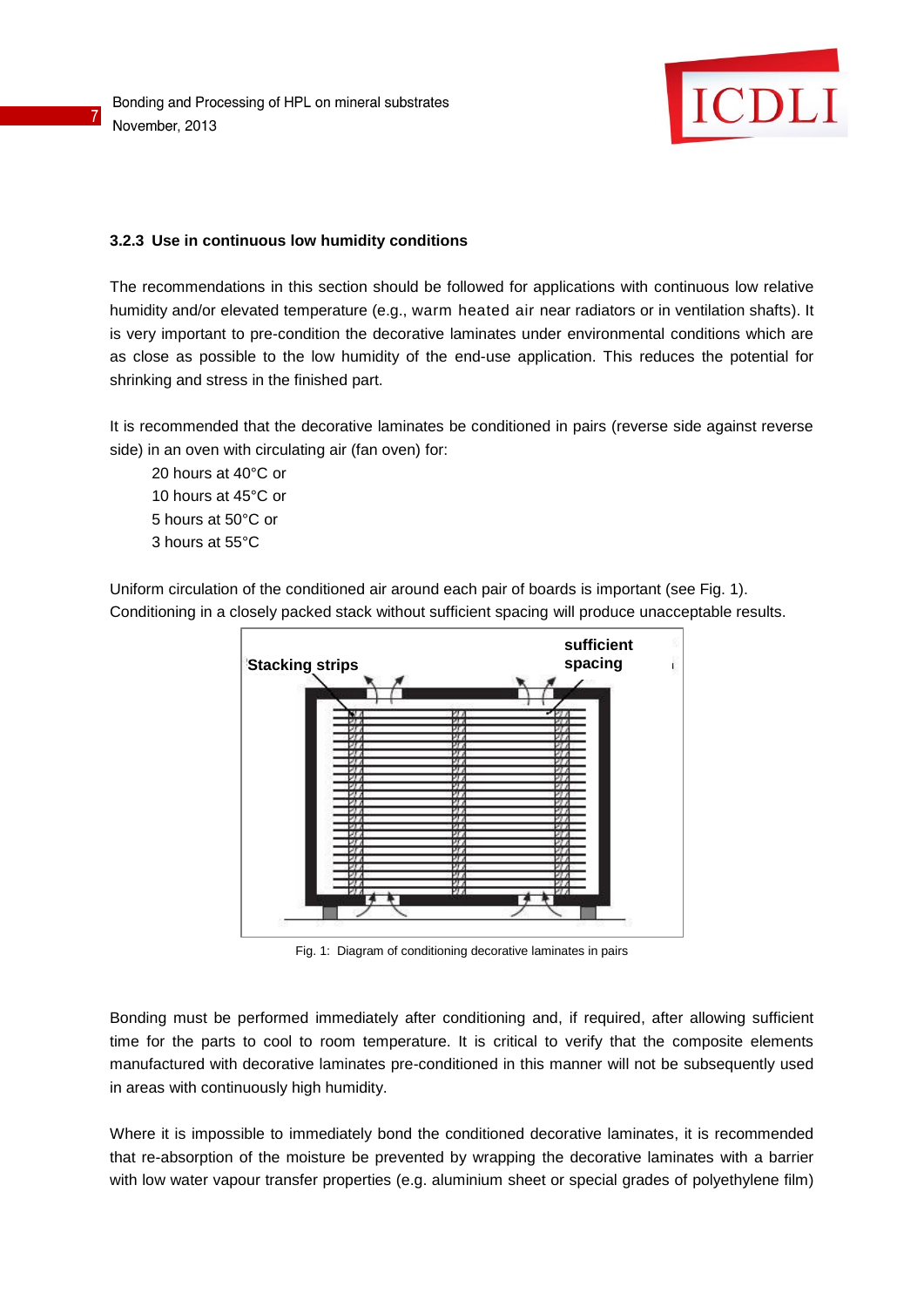### 3.2.3 Use in continuous low humidity conditions

The recommendations in this section should be followed for applications with continuous low relative humidity and/or elevated temperature (e.g., warm heated air near radiators or in ventilation shafts). It is very important to pre-condition the decorative laminates under environmental conditions which are as close as possible to the low humidity of the end-use application. This reduces the potential for shrinking and stress in the finished part.

It is recommended that the decorative laminates be conditioned in pairs (reverse side against reverse side) in an oven with circulating air (fan oven) for:

20 hours at 40°C or
10 hours at 45°C or
5 hours at 50°C or
3 hours at 55°C

Uniform circulation of the conditioned air around each pair of boards is important (see Fig. 1). Conditioning in a closely packed stack without sufficient spacing will produce unacceptable results.

Fig. 1: Diagram of conditioning decorative laminates in pairs

Bonding must be performed immediately after conditioning and, if required, after allowing sufficient time for the parts to cool to room temperature. It is critical to verify that the composite elements manufactured with decorative laminates pre-conditioned in this manner will not be subsequently used in areas with continuously high humidity.

Where it is impossible to immediately bond the conditioned decorative laminates, it is recommended that re-absorption of the moisture be prevented by wrapping the decorative laminates with a barrier with low water vapour transfer properties (e.g. aluminium sheet or special grades of polyethylene film)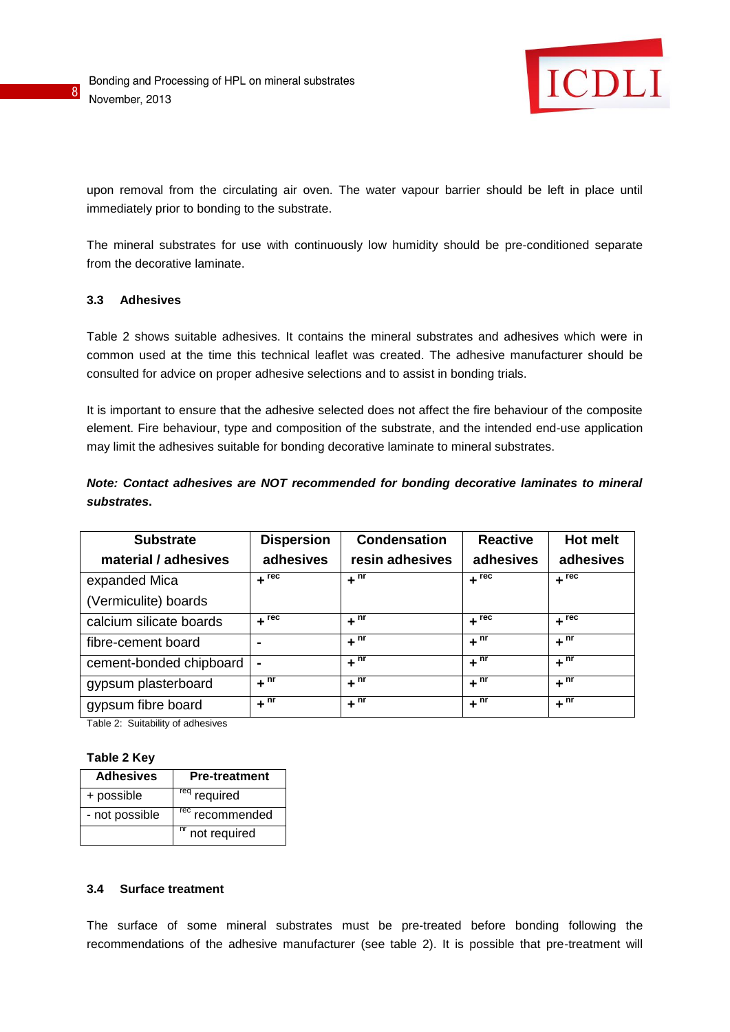upon removal from the circulating air oven. The water vapour barrier should be left in place until immediately prior to bonding to the substrate.

The mineral substrates for use with continuously low humidity should be pre-conditioned separate from the decorative laminate.

### 3.3 Adhesives

Table 2 shows suitable adhesives. It contains the mineral substrates and adhesives which were in common used at the time this technical leaflet was created. The adhesive manufacturer should be consulted for advice on proper adhesive selections and to assist in bonding trials.

It is important to ensure that the adhesive selected does not affect the fire behaviour of the composite element. Fire behaviour, type and composition of the substrate, and the intended end-use application may limit the adhesives suitable for bonding decorative laminate to mineral substrates.

***Note: Contact adhesives are NOT recommended for bonding decorative laminates to mineral substrates*.**

| Substrate material / adhesives | Dispersion adhesives | Condensation resin adhesives | Reactive adhesives | Hot melt adhesives |
|---|---|---|---|---|
| expanded Mica (Vermiculite) boards | + rec | + nr | + rec | + rec |
| calcium silicate boards | + rec | + nr | + rec | + rec |
| fibre-cement board | - | + nr | + nr | + nr |
| cement-bonded chipboard | - | + nr | + nr | + nr |
| gypsum plasterboard | + nr | + nr | + nr | + nr |
| gypsum fibre board | + nr | + nr | + nr | + nr |

Table 2: Suitability of adhesives

**Table 2 Key**

| Adhesives | Pre-treatment |
|---|---|
| + possible | req required |
| - not possible | rec recommended |
| | nr not required |

### 3.4 Surface treatment

The surface of some mineral substrates must be pre-treated before bonding following the recommendations of the adhesive manufacturer (see table 2). It is possible that pre-treatment will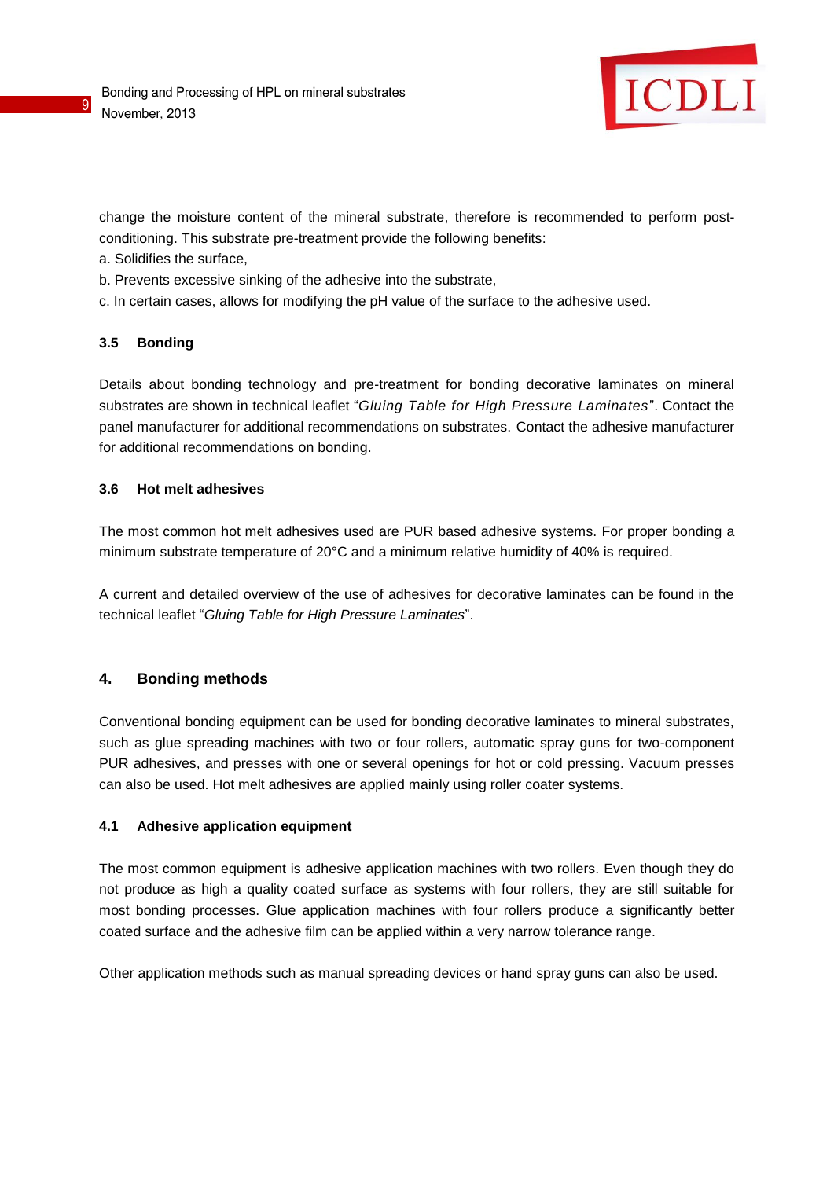change the moisture content of the mineral substrate, therefore is recommended to perform post-conditioning. This substrate pre-treatment provide the following benefits:

a. Solidifies the surface,

b. Prevents excessive sinking of the adhesive into the substrate,

c. In certain cases, allows for modifying the pH value of the surface to the adhesive used.

### 3.5 Bonding

Details about bonding technology and pre-treatment for bonding decorative laminates on mineral substrates are shown in technical leaflet "*Gluing Table for High Pressure Laminates*". Contact the panel manufacturer for additional recommendations on substrates. Contact the adhesive manufacturer for additional recommendations on bonding.

### 3.6 Hot melt adhesives

The most common hot melt adhesives used are PUR based adhesive systems. For proper bonding a minimum substrate temperature of 20°C and a minimum relative humidity of 40% is required.

A current and detailed overview of the use of adhesives for decorative laminates can be found in the technical leaflet "*Gluing Table for High Pressure Laminates*".

## 4. Bonding methods

Conventional bonding equipment can be used for bonding decorative laminates to mineral substrates, such as glue spreading machines with two or four rollers, automatic spray guns for two-component PUR adhesives, and presses with one or several openings for hot or cold pressing. Vacuum presses can also be used. Hot melt adhesives are applied mainly using roller coater systems.

### 4.1 Adhesive application equipment

The most common equipment is adhesive application machines with two rollers. Even though they do not produce as high a quality coated surface as systems with four rollers, they are still suitable for most bonding processes. Glue application machines with four rollers produce a significantly better coated surface and the adhesive film can be applied within a very narrow tolerance range.

Other application methods such as manual spreading devices or hand spray guns can also be used.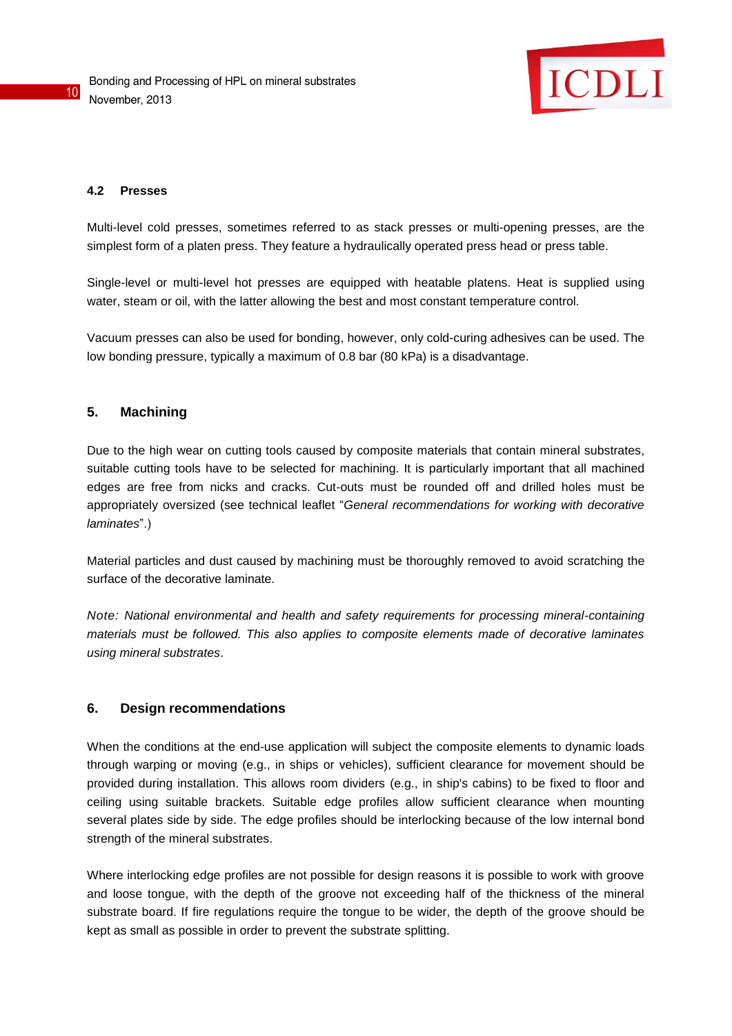### 4.2 Presses

Multi-level cold presses, sometimes referred to as stack presses or multi-opening presses, are the simplest form of a platen press. They feature a hydraulically operated press head or press table.

Single-level or multi-level hot presses are equipped with heatable platens. Heat is supplied using water, steam or oil, with the latter allowing the best and most constant temperature control.

Vacuum presses can also be used for bonding, however, only cold-curing adhesives can be used. The low bonding pressure, typically a maximum of 0.8 bar (80 kPa) is a disadvantage.

## 5. Machining

Due to the high wear on cutting tools caused by composite materials that contain mineral substrates, suitable cutting tools have to be selected for machining. It is particularly important that all machined edges are free from nicks and cracks. Cut-outs must be rounded off and drilled holes must be appropriately oversized (see technical leaflet "*General recommendations for working with decorative laminates*".)

Material particles and dust caused by machining must be thoroughly removed to avoid scratching the surface of the decorative laminate.

*Note: National environmental and health and safety requirements for processing mineral-containing materials must be followed. This also applies to composite elements made of decorative laminates using mineral substrates*.

## 6. Design recommendations

When the conditions at the end-use application will subject the composite elements to dynamic loads through warping or moving (e.g., in ships or vehicles), sufficient clearance for movement should be provided during installation. This allows room dividers (e.g., in ship's cabins) to be fixed to floor and ceiling using suitable brackets. Suitable edge profiles allow sufficient clearance when mounting several plates side by side. The edge profiles should be interlocking because of the low internal bond strength of the mineral substrates.

Where interlocking edge profiles are not possible for design reasons it is possible to work with groove and loose tongue, with the depth of the groove not exceeding half of the thickness of the mineral substrate board. If fire regulations require the tongue to be wider, the depth of the groove should be kept as small as possible in order to prevent the substrate splitting.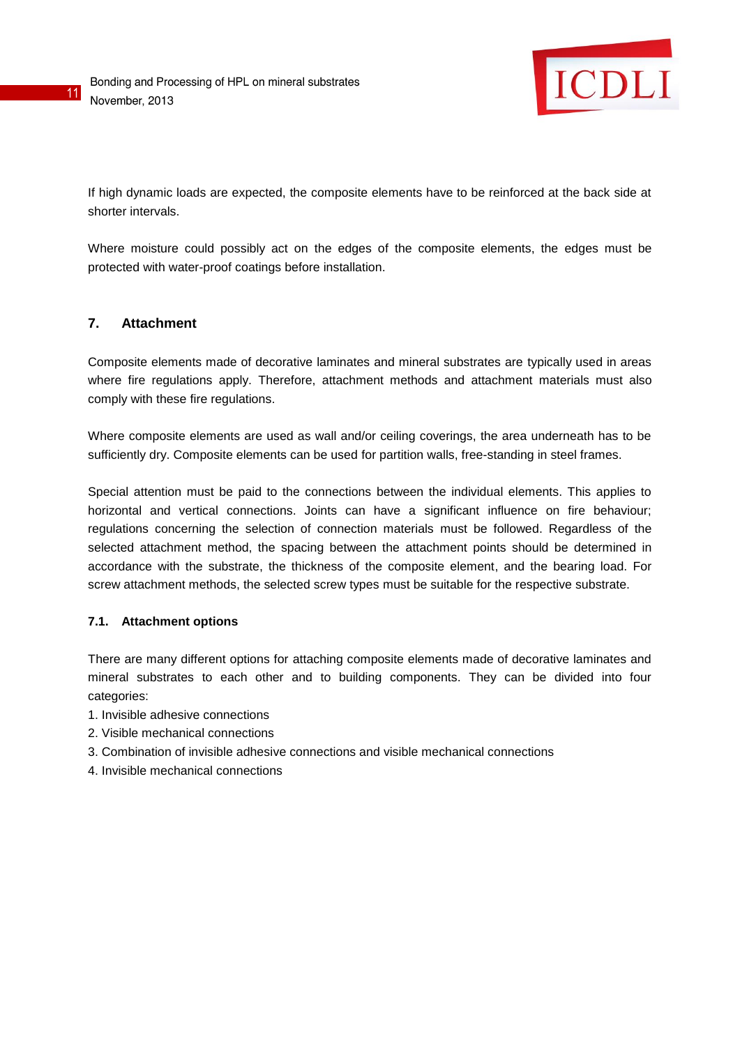If high dynamic loads are expected, the composite elements have to be reinforced at the back side at shorter intervals.

Where moisture could possibly act on the edges of the composite elements, the edges must be protected with water-proof coatings before installation.

## 7. Attachment

Composite elements made of decorative laminates and mineral substrates are typically used in areas where fire regulations apply. Therefore, attachment methods and attachment materials must also comply with these fire regulations.

Where composite elements are used as wall and/or ceiling coverings, the area underneath has to be sufficiently dry. Composite elements can be used for partition walls, free-standing in steel frames.

Special attention must be paid to the connections between the individual elements. This applies to horizontal and vertical connections. Joints can have a significant influence on fire behaviour; regulations concerning the selection of connection materials must be followed. Regardless of the selected attachment method, the spacing between the attachment points should be determined in accordance with the substrate, the thickness of the composite element, and the bearing load. For screw attachment methods, the selected screw types must be suitable for the respective substrate.

### 7.1. Attachment options

There are many different options for attaching composite elements made of decorative laminates and mineral substrates to each other and to building components. They can be divided into four categories:

1. Invisible adhesive connections
2. Visible mechanical connections
3. Combination of invisible adhesive connections and visible mechanical connections
4. Invisible mechanical connections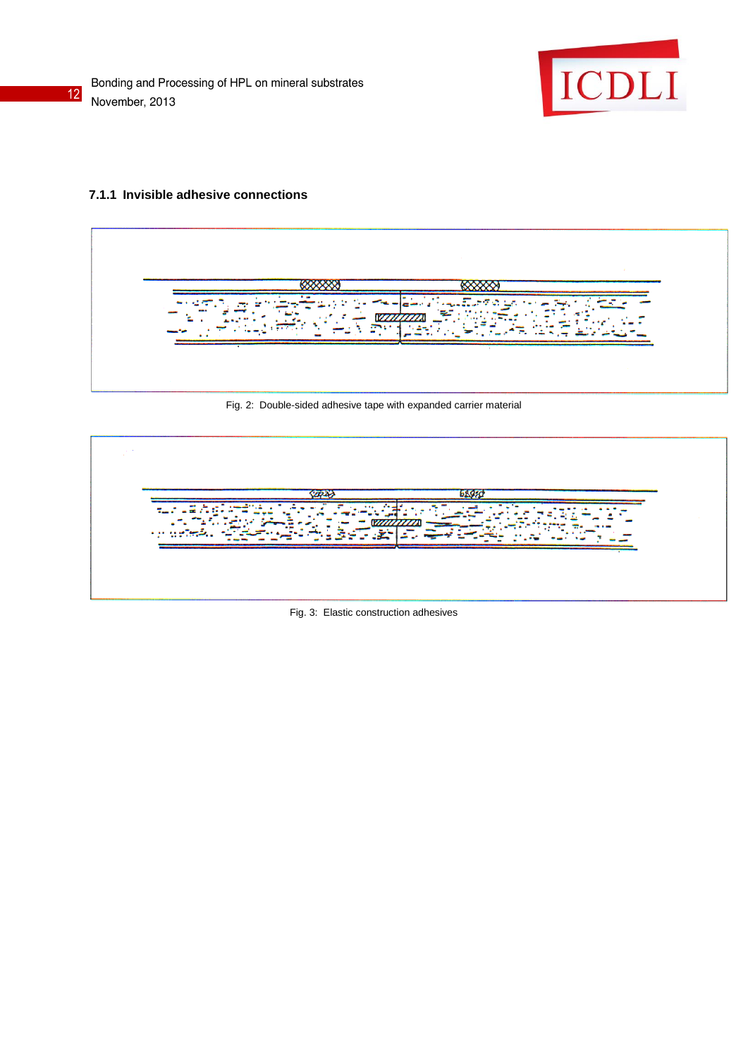### 7.1.1 Invisible adhesive connections

Fig. 2: Double-sided adhesive tape with expanded carrier material

Fig. 3: Elastic construction adhesives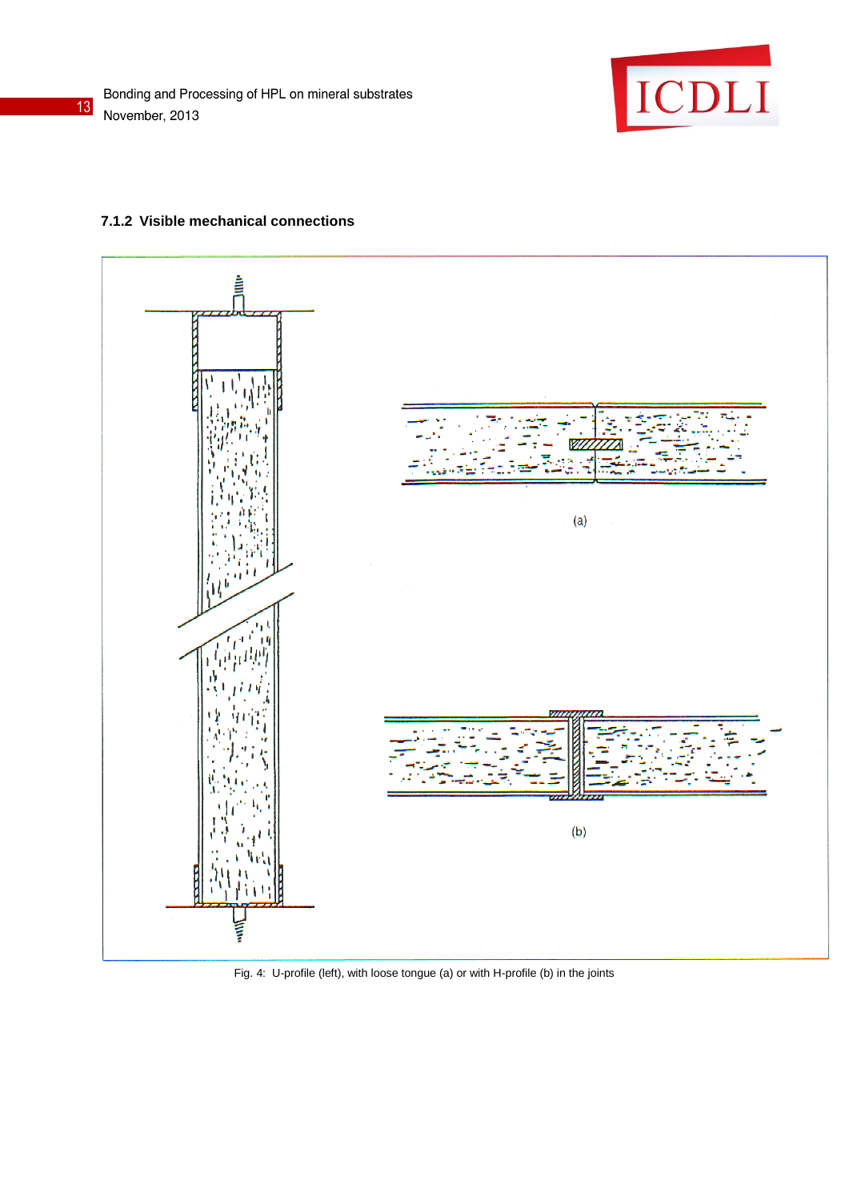### 7.1.2 Visible mechanical connections

(a)

(b)

Fig. 4: U-profile (left), with loose tongue (a) or with H-profile (b) in the joints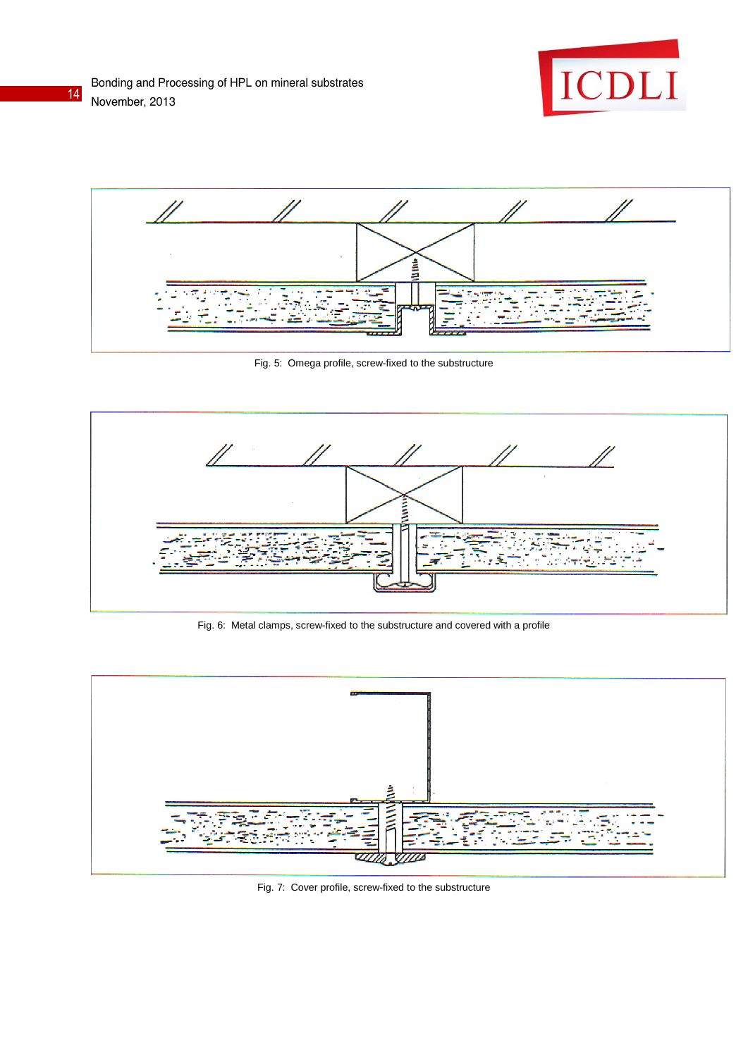Fig. 5: Omega profile, screw-fixed to the substructure

Fig. 6: Metal clamps, screw-fixed to the substructure and covered with a profile

Fig. 7: Cover profile, screw-fixed to the substructure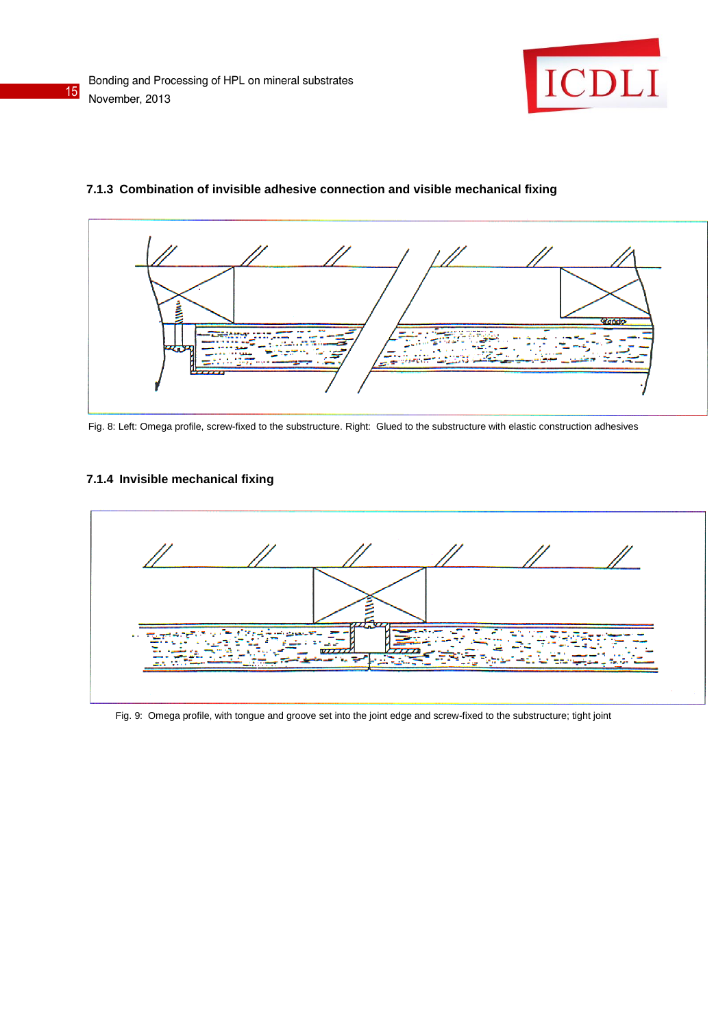### 7.1.3 Combination of invisible adhesive connection and visible mechanical fixing

Fig. 8: Left: Omega profile, screw-fixed to the substructure. Right: Glued to the substructure with elastic construction adhesives

### 7.1.4 Invisible mechanical fixing

Fig. 9: Omega profile, with tongue and groove set into the joint edge and screw-fixed to the substructure; tight joint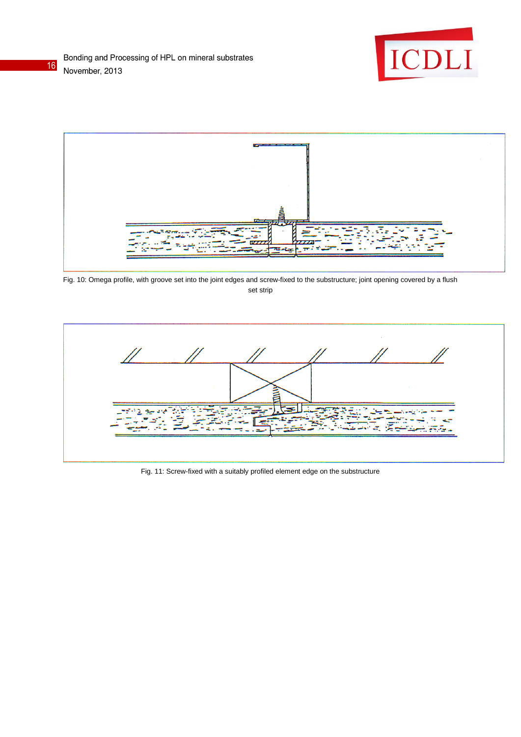Fig. 10: Omega profile, with groove set into the joint edges and screw-fixed to the substructure; joint opening covered by a flush set strip

Fig. 11: Screw-fixed with a suitably profiled element edge on the substructure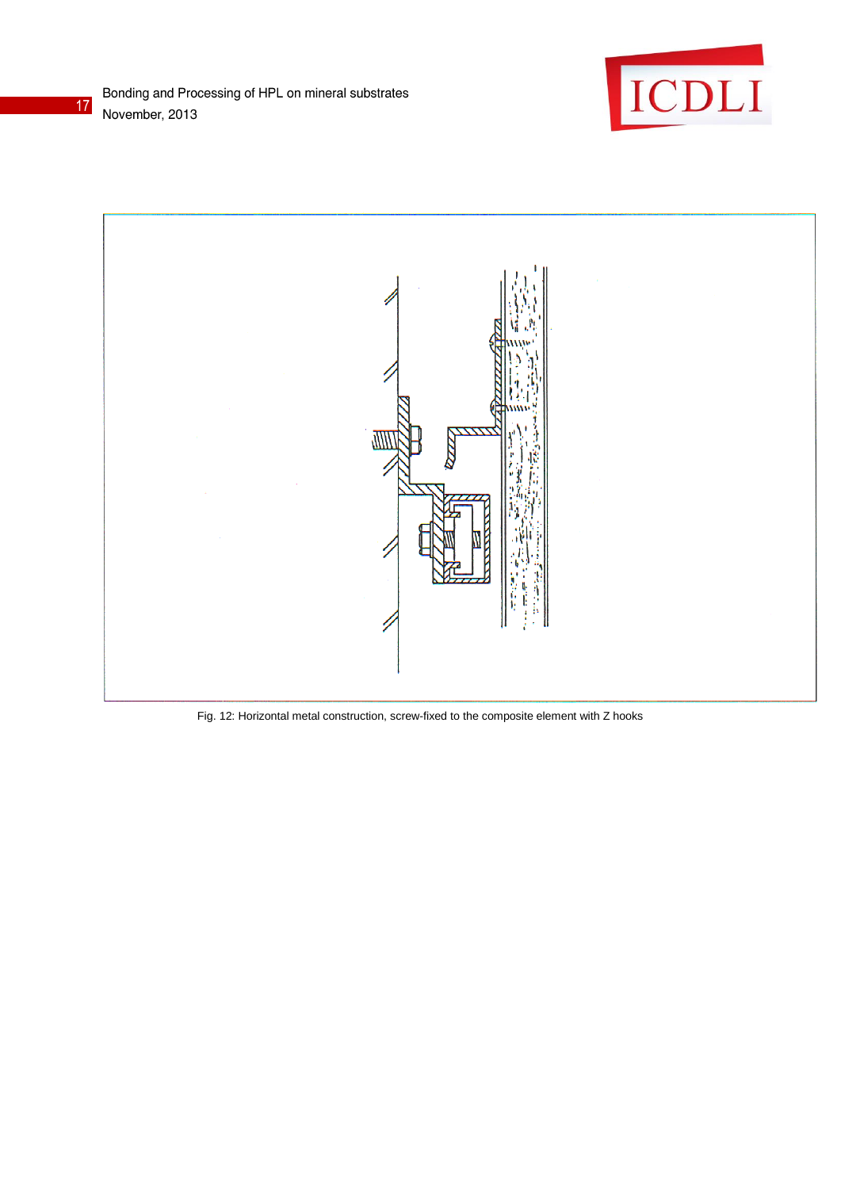Fig. 12: Horizontal metal construction, screw-fixed to the composite element with Z hooks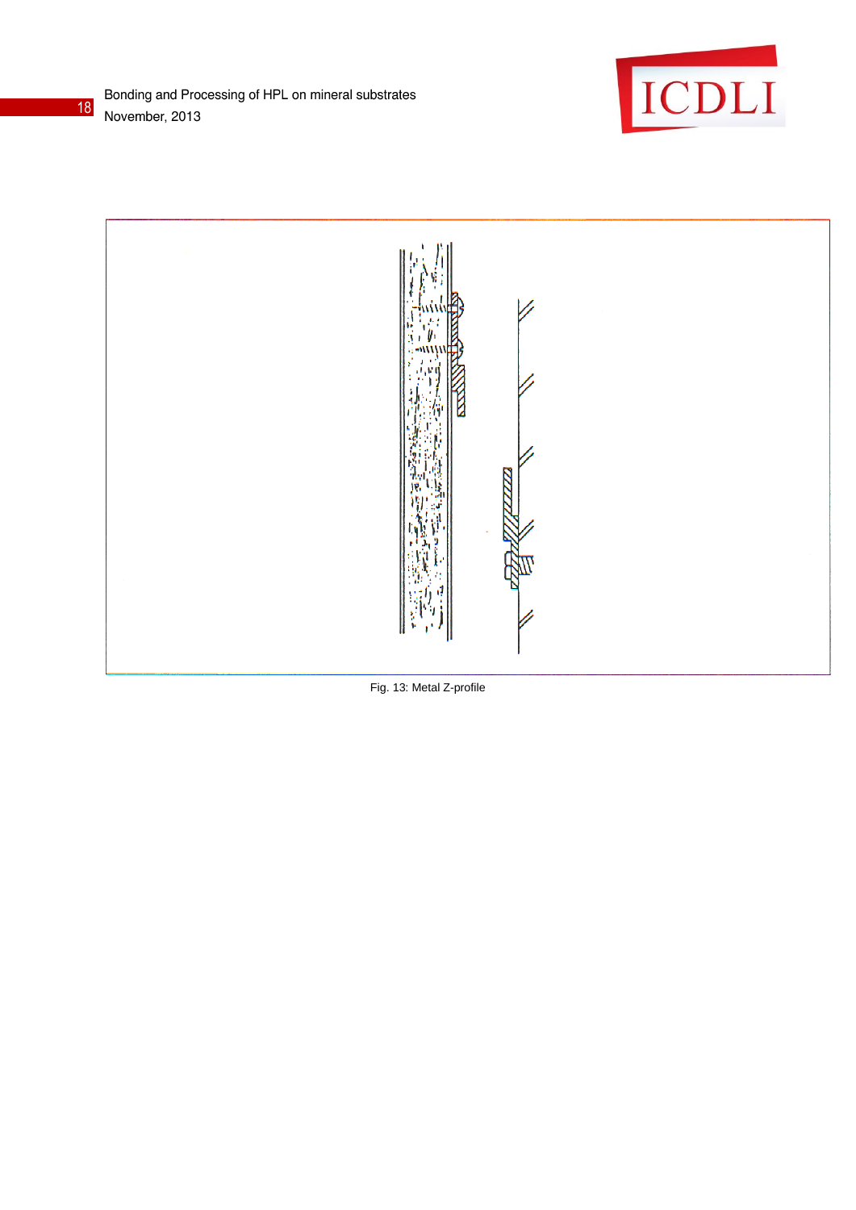Fig. 13: Metal Z-profile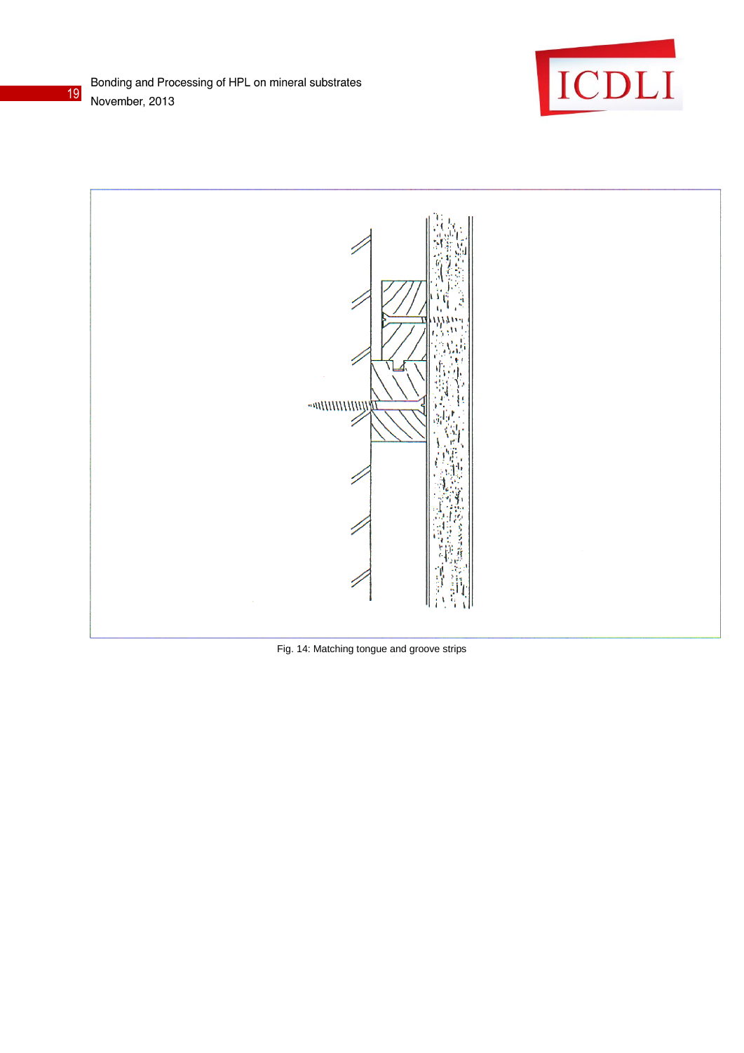Fig. 14: Matching tongue and groove strips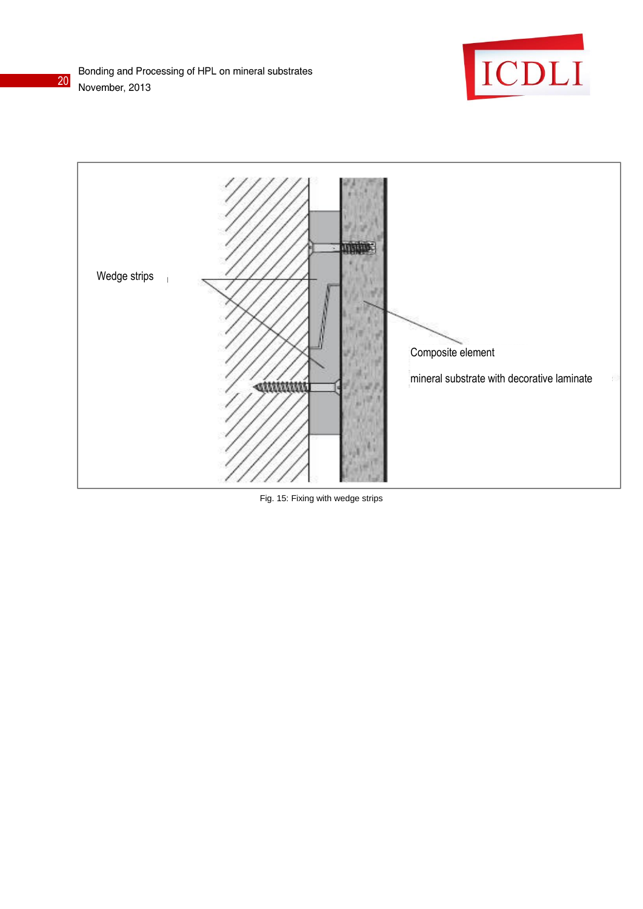Wedge strips

Composite element

mineral substrate with decorative laminate

Fig. 15: Fixing with wedge strips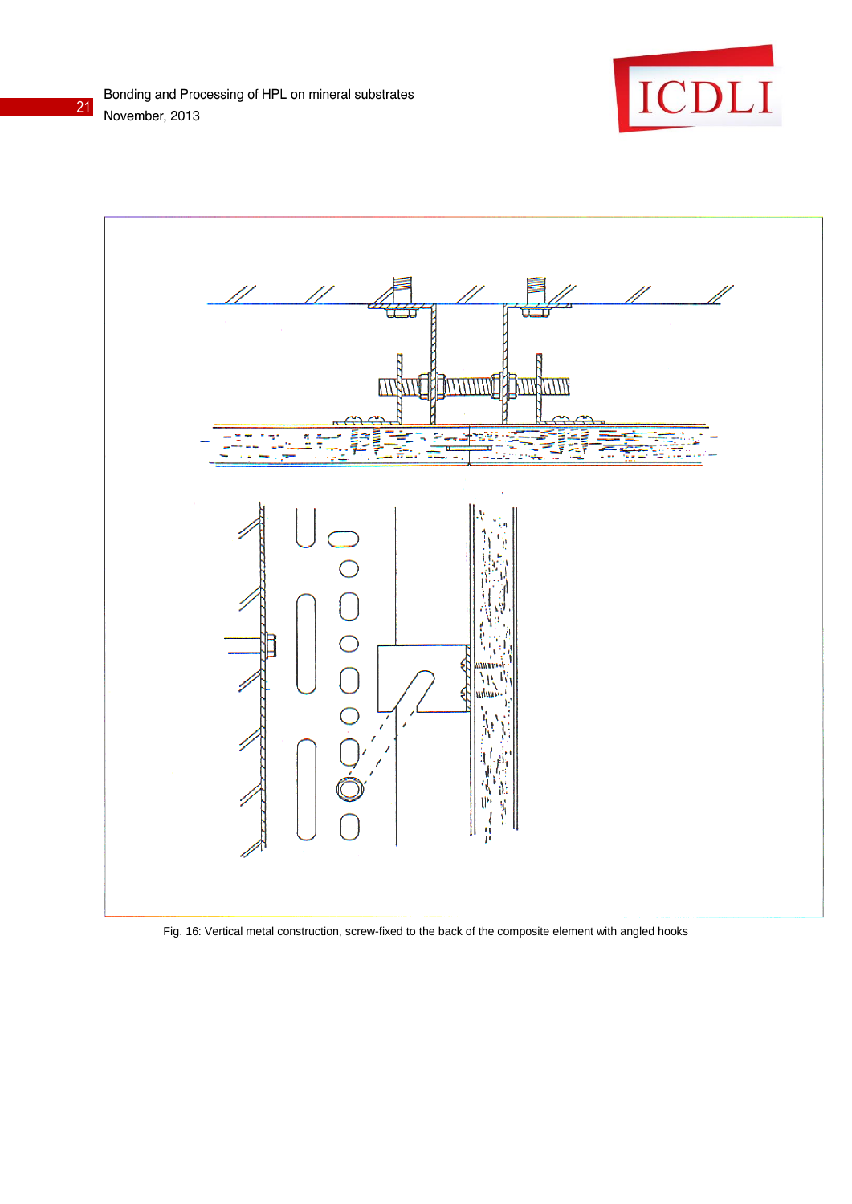Fig. 16: Vertical metal construction, screw-fixed to the back of the composite element with angled hooks